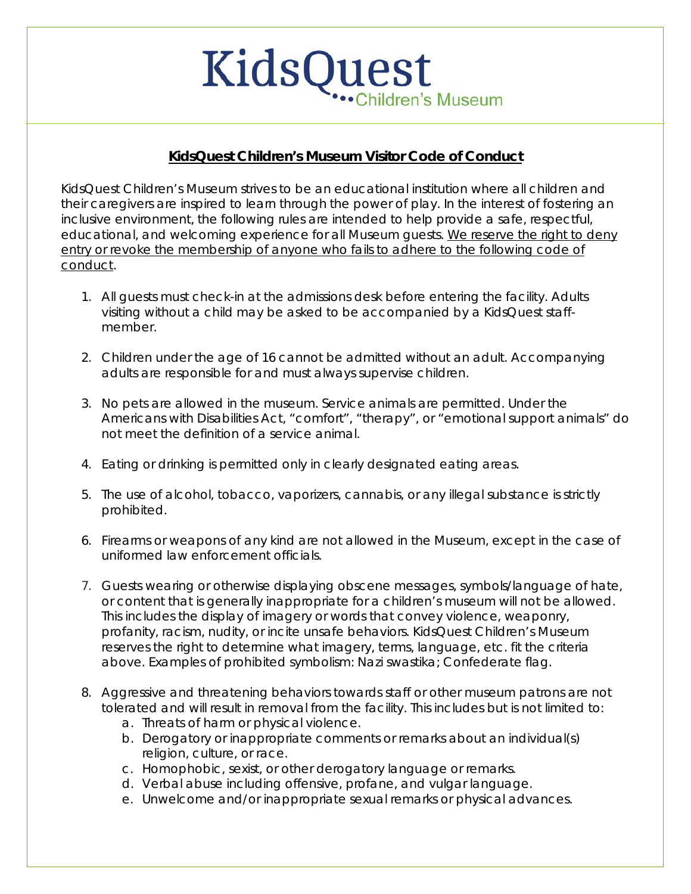# KidsQuest Children's Museum

## **KidsQuest Children's Museum Visitor Code of Conduct**

KidsQuest Children's Museum strives to be an educational institution where all children and their caregivers are inspired to learn through the power of play. In the interest of fostering an inclusive environment, the following rules are intended to help provide a safe, respectful, educational, and welcoming experience for all Museum guests. <u>We reserve the right to deny entry or revoke the membership of anyone who fails to adhere to the following code of conduct</u>.

1. All guests must check-in at the admissions desk before entering the facility. Adults visiting without a child may be asked to be accompanied by a KidsQuest staff-member.

2. Children under the age of 16 cannot be admitted without an adult. Accompanying adults are responsible for and must always supervise children.

3. No pets are allowed in the museum. Service animals are permitted. Under the Americans with Disabilities Act, "comfort", "therapy", or "emotional support animals" do not meet the definition of a service animal.

4. Eating or drinking is permitted only in clearly designated eating areas.

5. The use of alcohol, tobacco, vaporizers, cannabis, or any illegal substance is strictly prohibited.

6. Firearms or weapons of any kind are not allowed in the Museum, except in the case of uniformed law enforcement officials.

7. Guests wearing or otherwise displaying obscene messages, symbols/language of hate, or content that is generally inappropriate for a children's museum will not be allowed. This includes the display of imagery or words that convey violence, weaponry, profanity, racism, nudity, or incite unsafe behaviors. KidsQuest Children's Museum reserves the right to determine what imagery, terms, language, etc. fit the criteria above. Examples of prohibited symbolism: Nazi swastika; Confederate flag.

8. Aggressive and threatening behaviors towards staff or other museum patrons are not tolerated and will result in removal from the facility. This includes but is not limited to:
   a. Threats of harm or physical violence.
   b. Derogatory or inappropriate comments or remarks about an individual(s) religion, culture, or race.
   c. Homophobic, sexist, or other derogatory language or remarks.
   d. Verbal abuse including offensive, profane, and vulgar language.
   e. Unwelcome and/or inappropriate sexual remarks or physical advances.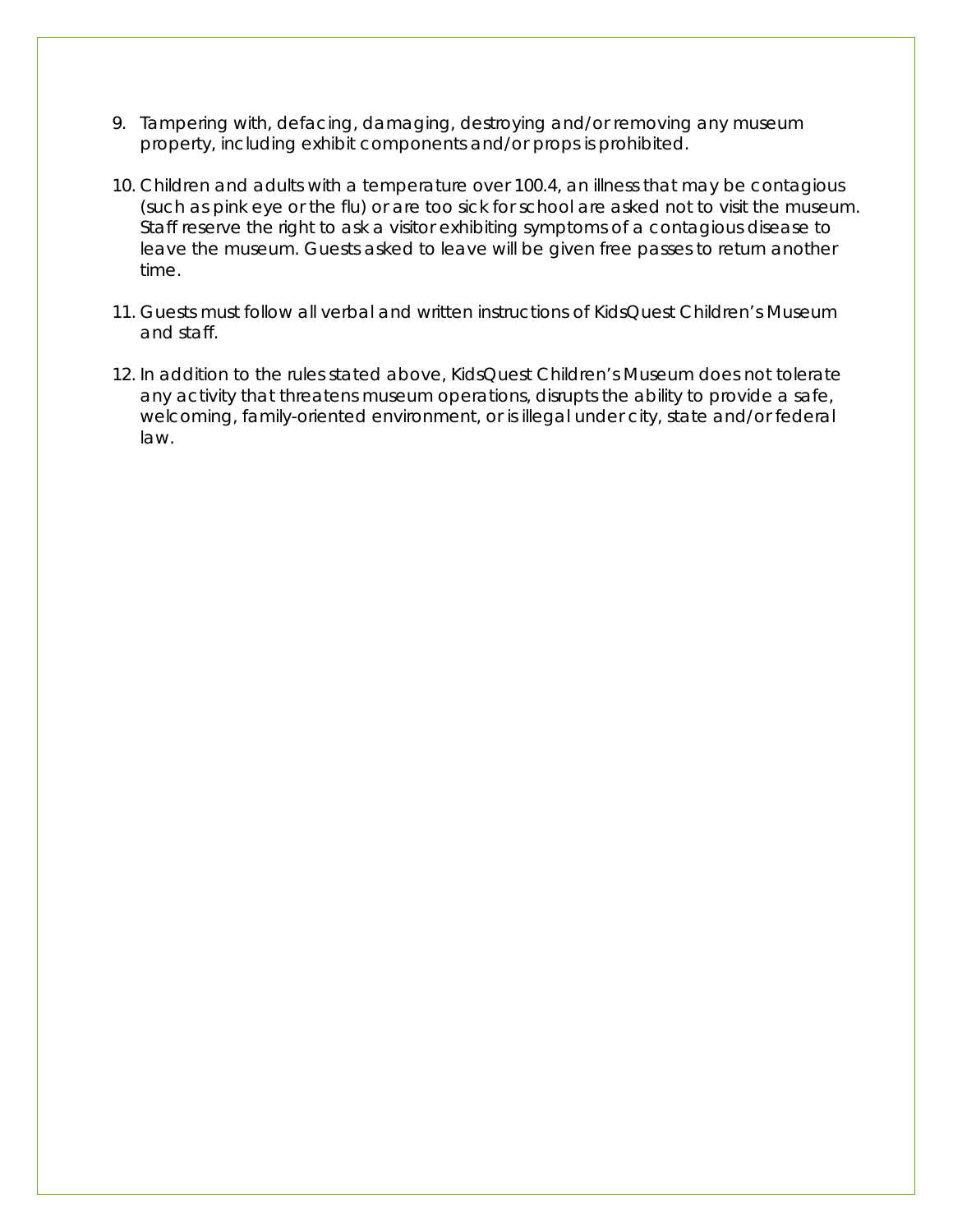9. Tampering with, defacing, damaging, destroying and/or removing any museum property, including exhibit components and/or props is prohibited.

10. Children and adults with a temperature over 100.4, an illness that may be contagious (such as pink eye or the flu) or are too sick for school are asked not to visit the museum. Staff reserve the right to ask a visitor exhibiting symptoms of a contagious disease to leave the museum. Guests asked to leave will be given free passes to return another time.

11. Guests must follow all verbal and written instructions of KidsQuest Children's Museum and staff.

12. In addition to the rules stated above, KidsQuest Children's Museum does not tolerate any activity that threatens museum operations, disrupts the ability to provide a safe, welcoming, family-oriented environment, or is illegal under city, state and/or federal law.